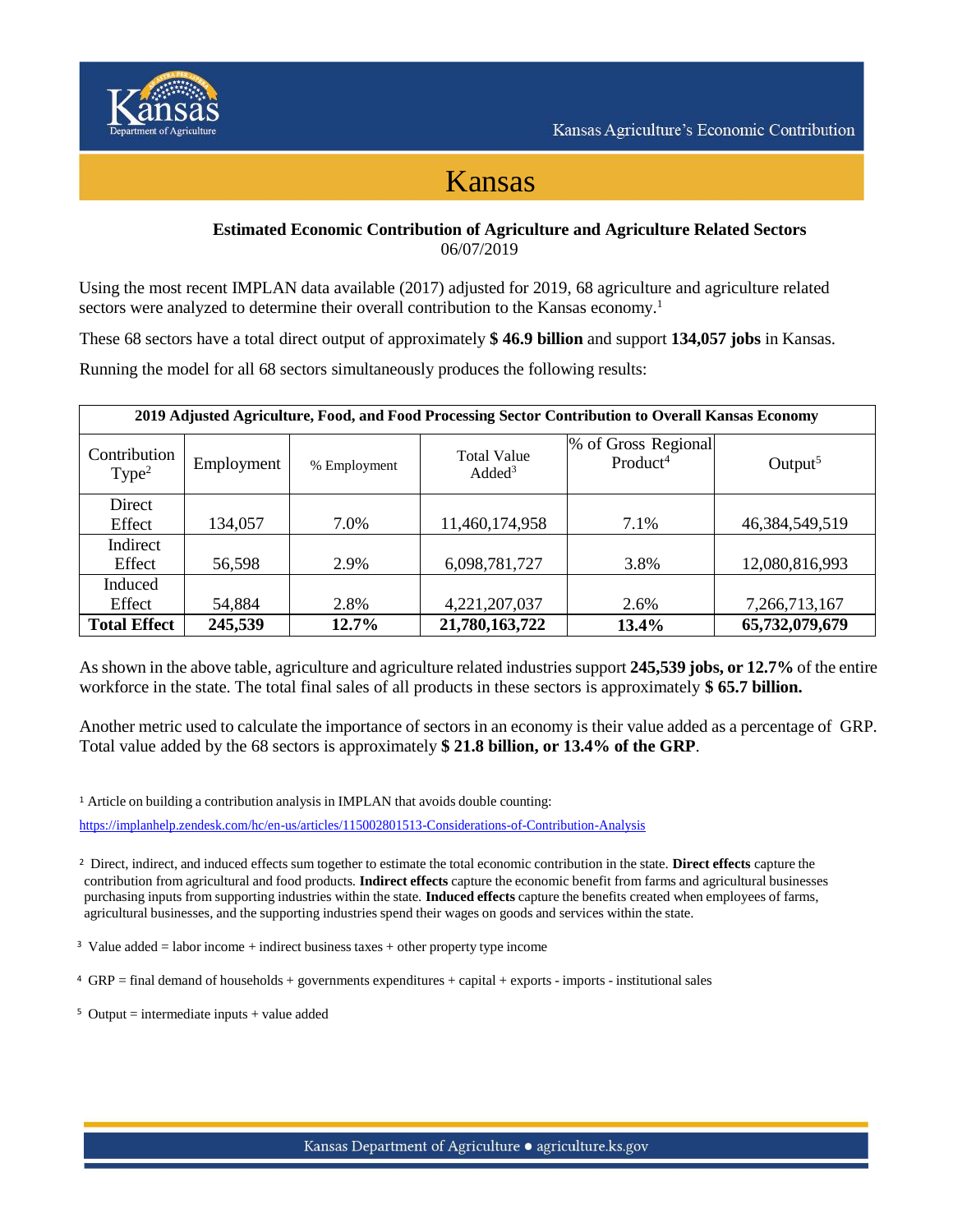# Kansas

**Estimated Economic Contribution of Agriculture and Agriculture Related Sectors**
06/07/2019

Using the most recent IMPLAN data available (2017) adjusted for 2019, 68 agriculture and agriculture related sectors were analyzed to determine their overall contribution to the Kansas economy.[1]

These 68 sectors have a total direct output of approximately **$ 46.9 billion** and support **134,057 jobs** in Kansas.

Running the model for all 68 sectors simultaneously produces the following results:

| 2019 Adjusted Agriculture, Food, and Food Processing Sector Contribution to Overall Kansas Economy | | | | | |
|---|---|---|---|---|---|
| Contribution Type[2] | Employment | % Employment | Total Value Added[3] | % of Gross Regional Product[4] | Output[5] |
| Direct Effect | 134,057 | 7.0% | 11,460,174,958 | 7.1% | 46,384,549,519 |
| Indirect Effect | 56,598 | 2.9% | 6,098,781,727 | 3.8% | 12,080,816,993 |
| Induced Effect | 54,884 | 2.8% | 4,221,207,037 | 2.6% | 7,266,713,167 |
| **Total Effect** | **245,539** | **12.7%** | **21,780,163,722** | **13.4%** | **65,732,079,679** |

As shown in the above table, agriculture and agriculture related industries support **245,539 jobs, or 12.7%** of the entire workforce in the state. The total final sales of all products in these sectors is approximately **$ 65.7 billion.**

Another metric used to calculate the importance of sectors in an economy is their value added as a percentage of GRP. Total value added by the 68 sectors is approximately **$ 21.8 billion, or 13.4% of the GRP**.

[1] Article on building a contribution analysis in IMPLAN that avoids double counting:
https://implanhelp.zendesk.com/hc/en-us/articles/115002801513-Considerations-of-Contribution-Analysis

[2] Direct, indirect, and induced effects sum together to estimate the total economic contribution in the state. **Direct effects** capture the contribution from agricultural and food products. **Indirect effects** capture the economic benefit from farms and agricultural businesses purchasing inputs from supporting industries within the state. **Induced effects** capture the benefits created when employees of farms, agricultural businesses, and the supporting industries spend their wages on goods and services within the state.

[3] Value added = labor income + indirect business taxes + other property type income

[4] GRP = final demand of households + governments expenditures + capital + exports - imports - institutional sales

[5] Output = intermediate inputs + value added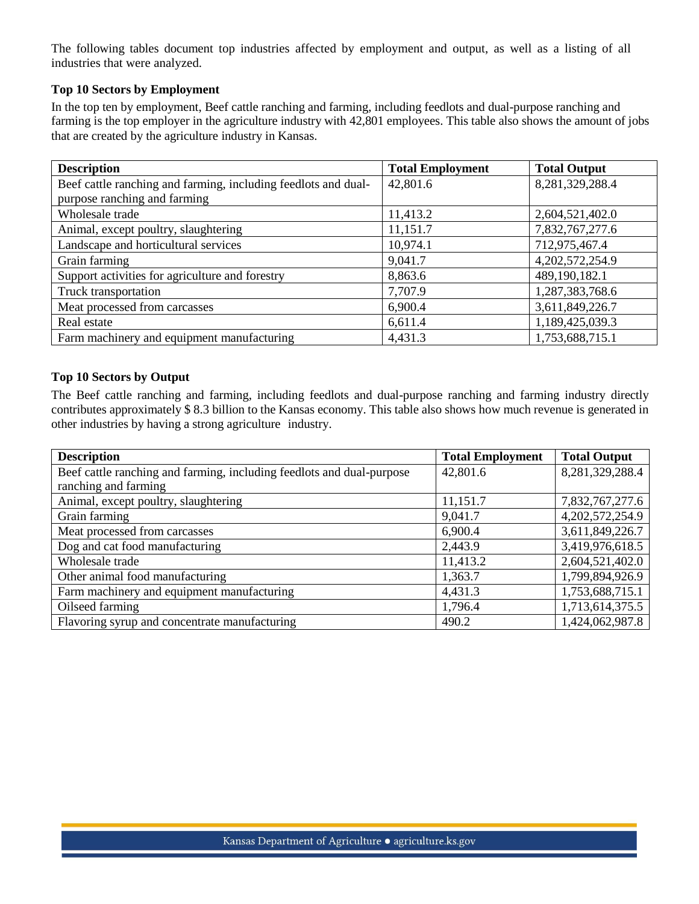The following tables document top industries affected by employment and output, as well as a listing of all industries that were analyzed.

**Top 10 Sectors by Employment**

In the top ten by employment, Beef cattle ranching and farming, including feedlots and dual-purpose ranching and farming is the top employer in the agriculture industry with 42,801 employees. This table also shows the amount of jobs that are created by the agriculture industry in Kansas.

| Description | Total Employment | Total Output |
|---|---|---|
| Beef cattle ranching and farming, including feedlots and dual-purpose ranching and farming | 42,801.6 | 8,281,329,288.4 |
| Wholesale trade | 11,413.2 | 2,604,521,402.0 |
| Animal, except poultry, slaughtering | 11,151.7 | 7,832,767,277.6 |
| Landscape and horticultural services | 10,974.1 | 712,975,467.4 |
| Grain farming | 9,041.7 | 4,202,572,254.9 |
| Support activities for agriculture and forestry | 8,863.6 | 489,190,182.1 |
| Truck transportation | 7,707.9 | 1,287,383,768.6 |
| Meat processed from carcasses | 6,900.4 | 3,611,849,226.7 |
| Real estate | 6,611.4 | 1,189,425,039.3 |
| Farm machinery and equipment manufacturing | 4,431.3 | 1,753,688,715.1 |

**Top 10 Sectors by Output**

The Beef cattle ranching and farming, including feedlots and dual-purpose ranching and farming industry directly contributes approximately $ 8.3 billion to the Kansas economy. This table also shows how much revenue is generated in other industries by having a strong agriculture industry.

| Description | Total Employment | Total Output |
|---|---|---|
| Beef cattle ranching and farming, including feedlots and dual-purpose ranching and farming | 42,801.6 | 8,281,329,288.4 |
| Animal, except poultry, slaughtering | 11,151.7 | 7,832,767,277.6 |
| Grain farming | 9,041.7 | 4,202,572,254.9 |
| Meat processed from carcasses | 6,900.4 | 3,611,849,226.7 |
| Dog and cat food manufacturing | 2,443.9 | 3,419,976,618.5 |
| Wholesale trade | 11,413.2 | 2,604,521,402.0 |
| Other animal food manufacturing | 1,363.7 | 1,799,894,926.9 |
| Farm machinery and equipment manufacturing | 4,431.3 | 1,753,688,715.1 |
| Oilseed farming | 1,796.4 | 1,713,614,375.5 |
| Flavoring syrup and concentrate manufacturing | 490.2 | 1,424,062,987.8 |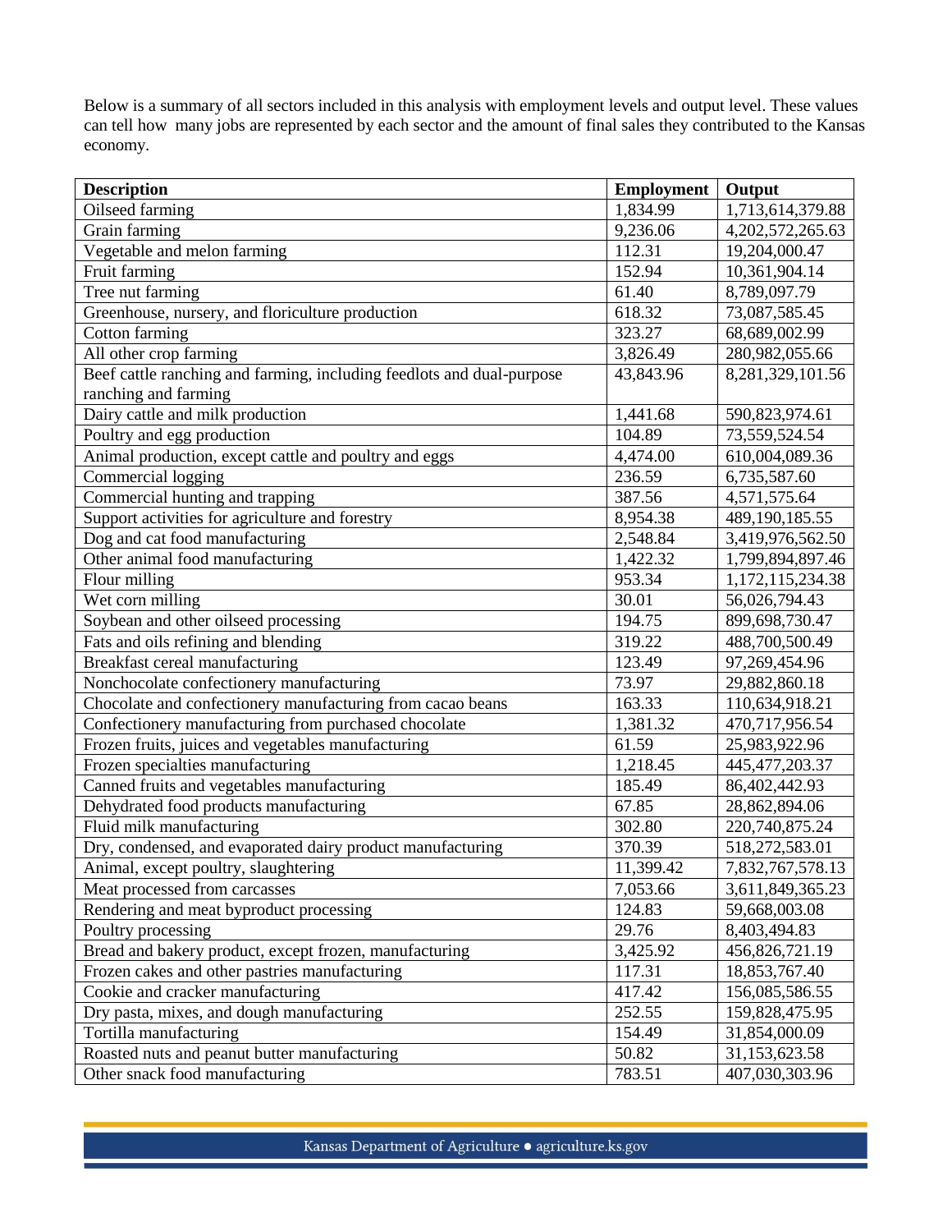Below is a summary of all sectors included in this analysis with employment levels and output level. These values can tell how many jobs are represented by each sector and the amount of final sales they contributed to the Kansas economy.

| Description | Employment | Output |
|---|---|---|
| Oilseed farming | 1,834.99 | 1,713,614,379.88 |
| Grain farming | 9,236.06 | 4,202,572,265.63 |
| Vegetable and melon farming | 112.31 | 19,204,000.47 |
| Fruit farming | 152.94 | 10,361,904.14 |
| Tree nut farming | 61.40 | 8,789,097.79 |
| Greenhouse, nursery, and floriculture production | 618.32 | 73,087,585.45 |
| Cotton farming | 323.27 | 68,689,002.99 |
| All other crop farming | 3,826.49 | 280,982,055.66 |
| Beef cattle ranching and farming, including feedlots and dual-purpose ranching and farming | 43,843.96 | 8,281,329,101.56 |
| Dairy cattle and milk production | 1,441.68 | 590,823,974.61 |
| Poultry and egg production | 104.89 | 73,559,524.54 |
| Animal production, except cattle and poultry and eggs | 4,474.00 | 610,004,089.36 |
| Commercial logging | 236.59 | 6,735,587.60 |
| Commercial hunting and trapping | 387.56 | 4,571,575.64 |
| Support activities for agriculture and forestry | 8,954.38 | 489,190,185.55 |
| Dog and cat food manufacturing | 2,548.84 | 3,419,976,562.50 |
| Other animal food manufacturing | 1,422.32 | 1,799,894,897.46 |
| Flour milling | 953.34 | 1,172,115,234.38 |
| Wet corn milling | 30.01 | 56,026,794.43 |
| Soybean and other oilseed processing | 194.75 | 899,698,730.47 |
| Fats and oils refining and blending | 319.22 | 488,700,500.49 |
| Breakfast cereal manufacturing | 123.49 | 97,269,454.96 |
| Nonchocolate confectionery manufacturing | 73.97 | 29,882,860.18 |
| Chocolate and confectionery manufacturing from cacao beans | 163.33 | 110,634,918.21 |
| Confectionery manufacturing from purchased chocolate | 1,381.32 | 470,717,956.54 |
| Frozen fruits, juices and vegetables manufacturing | 61.59 | 25,983,922.96 |
| Frozen specialties manufacturing | 1,218.45 | 445,477,203.37 |
| Canned fruits and vegetables manufacturing | 185.49 | 86,402,442.93 |
| Dehydrated food products manufacturing | 67.85 | 28,862,894.06 |
| Fluid milk manufacturing | 302.80 | 220,740,875.24 |
| Dry, condensed, and evaporated dairy product manufacturing | 370.39 | 518,272,583.01 |
| Animal, except poultry, slaughtering | 11,399.42 | 7,832,767,578.13 |
| Meat processed from carcasses | 7,053.66 | 3,611,849,365.23 |
| Rendering and meat byproduct processing | 124.83 | 59,668,003.08 |
| Poultry processing | 29.76 | 8,403,494.83 |
| Bread and bakery product, except frozen, manufacturing | 3,425.92 | 456,826,721.19 |
| Frozen cakes and other pastries manufacturing | 117.31 | 18,853,767.40 |
| Cookie and cracker manufacturing | 417.42 | 156,085,586.55 |
| Dry pasta, mixes, and dough manufacturing | 252.55 | 159,828,475.95 |
| Tortilla manufacturing | 154.49 | 31,854,000.09 |
| Roasted nuts and peanut butter manufacturing | 50.82 | 31,153,623.58 |
| Other snack food manufacturing | 783.51 | 407,030,303.96 |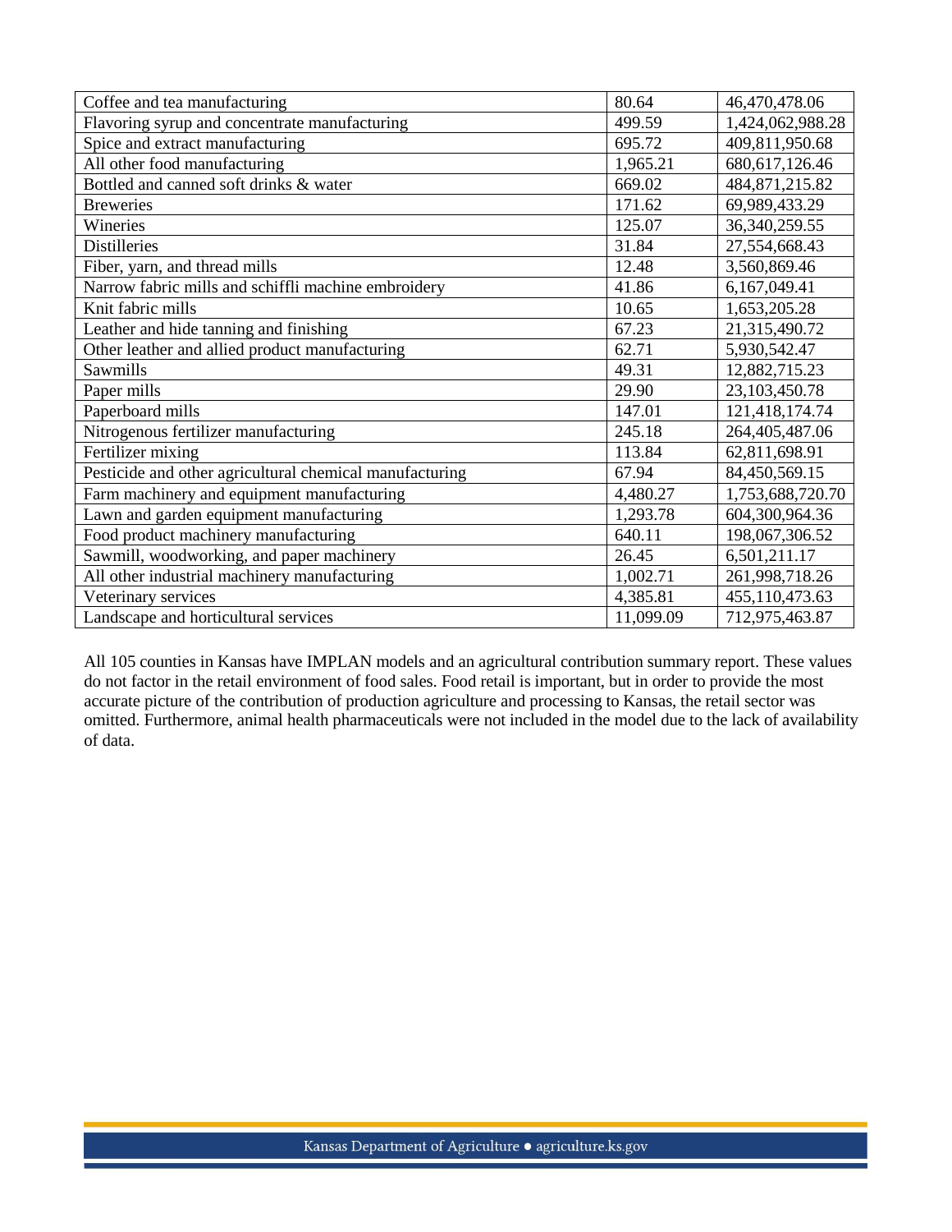| | | |
|---|---|---|
| Coffee and tea manufacturing | 80.64 | 46,470,478.06 |
| Flavoring syrup and concentrate manufacturing | 499.59 | 1,424,062,988.28 |
| Spice and extract manufacturing | 695.72 | 409,811,950.68 |
| All other food manufacturing | 1,965.21 | 680,617,126.46 |
| Bottled and canned soft drinks & water | 669.02 | 484,871,215.82 |
| Breweries | 171.62 | 69,989,433.29 |
| Wineries | 125.07 | 36,340,259.55 |
| Distilleries | 31.84 | 27,554,668.43 |
| Fiber, yarn, and thread mills | 12.48 | 3,560,869.46 |
| Narrow fabric mills and schiffli machine embroidery | 41.86 | 6,167,049.41 |
| Knit fabric mills | 10.65 | 1,653,205.28 |
| Leather and hide tanning and finishing | 67.23 | 21,315,490.72 |
| Other leather and allied product manufacturing | 62.71 | 5,930,542.47 |
| Sawmills | 49.31 | 12,882,715.23 |
| Paper mills | 29.90 | 23,103,450.78 |
| Paperboard mills | 147.01 | 121,418,174.74 |
| Nitrogenous fertilizer manufacturing | 245.18 | 264,405,487.06 |
| Fertilizer mixing | 113.84 | 62,811,698.91 |
| Pesticide and other agricultural chemical manufacturing | 67.94 | 84,450,569.15 |
| Farm machinery and equipment manufacturing | 4,480.27 | 1,753,688,720.70 |
| Lawn and garden equipment manufacturing | 1,293.78 | 604,300,964.36 |
| Food product machinery manufacturing | 640.11 | 198,067,306.52 |
| Sawmill, woodworking, and paper machinery | 26.45 | 6,501,211.17 |
| All other industrial machinery manufacturing | 1,002.71 | 261,998,718.26 |
| Veterinary services | 4,385.81 | 455,110,473.63 |
| Landscape and horticultural services | 11,099.09 | 712,975,463.87 |

All 105 counties in Kansas have IMPLAN models and an agricultural contribution summary report. These values do not factor in the retail environment of food sales. Food retail is important, but in order to provide the most accurate picture of the contribution of production agriculture and processing to Kansas, the retail sector was omitted. Furthermore, animal health pharmaceuticals were not included in the model due to the lack of availability of data.